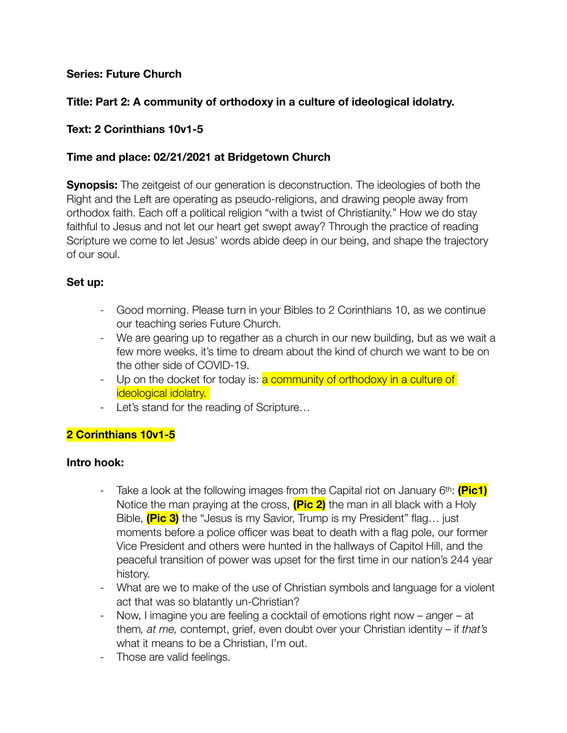**Series: Future Church**

**Title: Part 2: A community of orthodoxy in a culture of ideological idolatry.**

**Text: 2 Corinthians 10v1-5**

**Time and place: 02/21/2021 at Bridgetown Church**

**Synopsis:** The zeitgeist of our generation is deconstruction. The ideologies of both the Right and the Left are operating as pseudo-religions, and drawing people away from orthodox faith. Each off a political religion "with a twist of Christianity." How we do stay faithful to Jesus and not let our heart get swept away? Through the practice of reading Scripture we come to let Jesus' words abide deep in our being, and shape the trajectory of our soul.

**Set up:**

- Good morning. Please turn in your Bibles to 2 Corinthians 10, as we continue our teaching series Future Church.
- We are gearing up to regather as a church in our new building, but as we wait a few more weeks, it's time to dream about the kind of church we want to be on the other side of COVID-19.
- Up on the docket for today is: a community of orthodoxy in a culture of ideological idolatry.
- Let's stand for the reading of Scripture…

**2 Corinthians 10v1-5**

**Intro hook:**

- Take a look at the following images from the Capital riot on January 6th: **(Pic1)** Notice the man praying at the cross, **(Pic 2)** the man in all black with a Holy Bible, **(Pic 3)** the "Jesus is my Savior, Trump is my President" flag… just moments before a police officer was beat to death with a flag pole, our former Vice President and others were hunted in the hallways of Capitol Hill, and the peaceful transition of power was upset for the first time in our nation's 244 year history.
- What are we to make of the use of Christian symbols and language for a violent act that was so blatantly un-Christian?
- Now, I imagine you are feeling a cocktail of emotions right now – anger – at them*, at me,* contempt, grief, even doubt over your Christian identity – if *that's* what it means to be a Christian, I'm out.
- Those are valid feelings.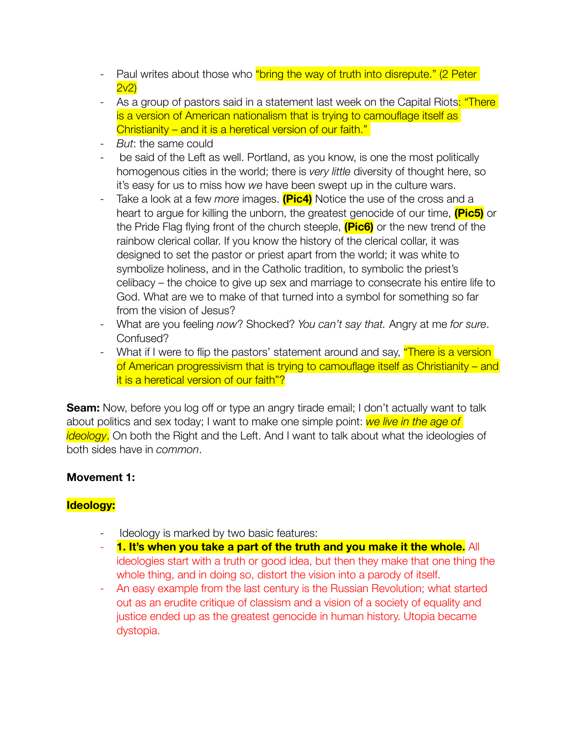- Paul writes about those who "bring the way of truth into disrepute." (2 Peter 2v2)
- As a group of pastors said in a statement last week on the Capital Riots: "There is a version of American nationalism that is trying to camouflage itself as Christianity – and it is a heretical version of our faith."
- *But*: the same could
- be said of the Left as well. Portland, as you know, is one the most politically homogenous cities in the world; there is *very little* diversity of thought here, so it's easy for us to miss how *we* have been swept up in the culture wars.
- Take a look at a few *more* images. **(Pic4)** Notice the use of the cross and a heart to argue for killing the unborn, the greatest genocide of our time, **(Pic5)** or the Pride Flag flying front of the church steeple, **(Pic6)** or the new trend of the rainbow clerical collar. If you know the history of the clerical collar, it was designed to set the pastor or priest apart from the world; it was white to symbolize holiness, and in the Catholic tradition, to symbolic the priest's celibacy – the choice to give up sex and marriage to consecrate his entire life to God. What are we to make of that turned into a symbol for something so far from the vision of Jesus?
- What are you feeling *now*? Shocked? *You can't say that.* Angry at me *for sure*. Confused?
- What if I were to flip the pastors' statement around and say, "There is a version of American progressivism that is trying to camouflage itself as Christianity – and it is a heretical version of our faith"?

**Seam:** Now, before you log off or type an angry tirade email; I don't actually want to talk about politics and sex today; I want to make one simple point: *we live in the age of ideology*. On both the Right and the Left. And I want to talk about what the ideologies of both sides have in *common*.

**Movement 1:**

**Ideology:**

- Ideology is marked by two basic features:
- **1. It's when you take a part of the truth and you make it the whole.** All ideologies start with a truth or good idea, but then they make that one thing the whole thing, and in doing so, distort the vision into a parody of itself.
- An easy example from the last century is the Russian Revolution; what started out as an erudite critique of classism and a vision of a society of equality and justice ended up as the greatest genocide in human history. Utopia became dystopia.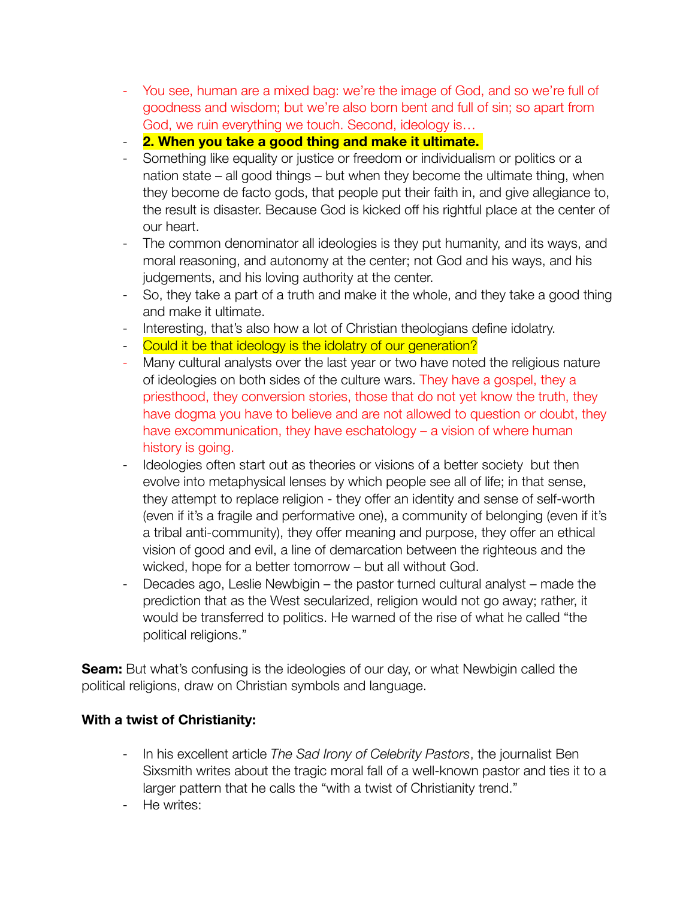- You see, human are a mixed bag: we're the image of God, and so we're full of goodness and wisdom; but we're also born bent and full of sin; so apart from God, we ruin everything we touch. Second, ideology is…
- **2. When you take a good thing and make it ultimate.**
- Something like equality or justice or freedom or individualism or politics or a nation state – all good things – but when they become the ultimate thing, when they become de facto gods, that people put their faith in, and give allegiance to, the result is disaster. Because God is kicked off his rightful place at the center of our heart.
- The common denominator all ideologies is they put humanity, and its ways, and moral reasoning, and autonomy at the center; not God and his ways, and his judgements, and his loving authority at the center.
- So, they take a part of a truth and make it the whole, and they take a good thing and make it ultimate.
- Interesting, that's also how a lot of Christian theologians define idolatry.
- Could it be that ideology is the idolatry of our generation?
- Many cultural analysts over the last year or two have noted the religious nature of ideologies on both sides of the culture wars. They have a gospel, they a priesthood, they conversion stories, those that do not yet know the truth, they have dogma you have to believe and are not allowed to question or doubt, they have excommunication, they have eschatology – a vision of where human history is going.
- Ideologies often start out as theories or visions of a better society but then evolve into metaphysical lenses by which people see all of life; in that sense, they attempt to replace religion - they offer an identity and sense of self-worth (even if it's a fragile and performative one), a community of belonging (even if it's a tribal anti-community), they offer meaning and purpose, they offer an ethical vision of good and evil, a line of demarcation between the righteous and the wicked, hope for a better tomorrow – but all without God.
- Decades ago, Leslie Newbigin – the pastor turned cultural analyst – made the prediction that as the West secularized, religion would not go away; rather, it would be transferred to politics. He warned of the rise of what he called "the political religions."

**Seam:** But what's confusing is the ideologies of our day, or what Newbigin called the political religions, draw on Christian symbols and language.

**With a twist of Christianity:**

- In his excellent article *The Sad Irony of Celebrity Pastors*, the journalist Ben Sixsmith writes about the tragic moral fall of a well-known pastor and ties it to a larger pattern that he calls the "with a twist of Christianity trend."
- He writes: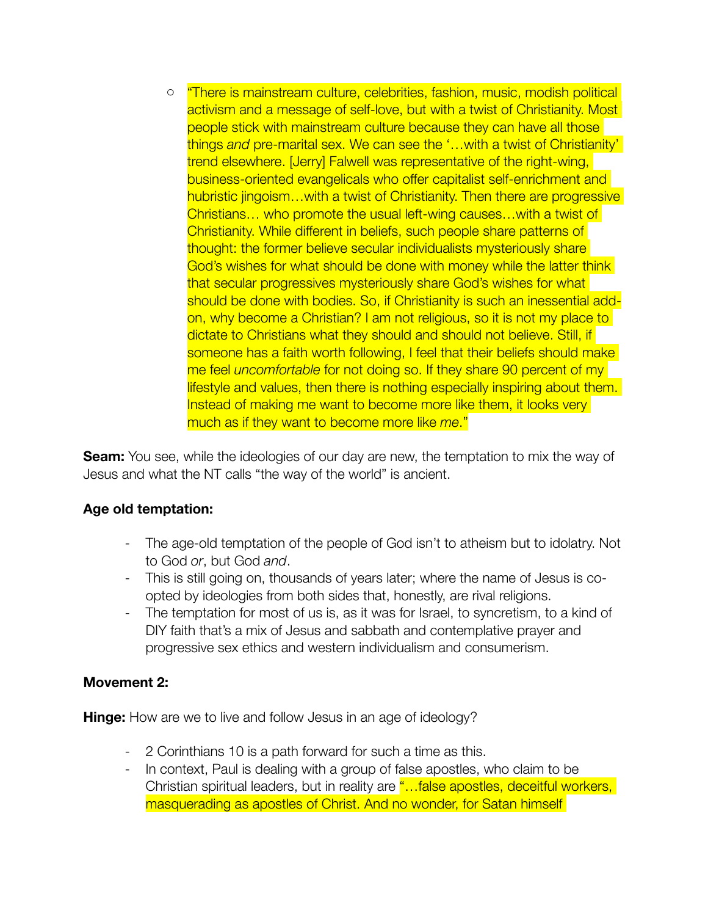- "There is mainstream culture, celebrities, fashion, music, modish political activism and a message of self-love, but with a twist of Christianity. Most people stick with mainstream culture because they can have all those things *and* pre-marital sex. We can see the '…with a twist of Christianity' trend elsewhere. [Jerry] Falwell was representative of the right-wing, business-oriented evangelicals who offer capitalist self-enrichment and hubristic jingoism…with a twist of Christianity. Then there are progressive Christians… who promote the usual left-wing causes…with a twist of Christianity. While different in beliefs, such people share patterns of thought: the former believe secular individualists mysteriously share God's wishes for what should be done with money while the latter think that secular progressives mysteriously share God's wishes for what should be done with bodies. So, if Christianity is such an inessential add-on, why become a Christian? I am not religious, so it is not my place to dictate to Christians what they should and should not believe. Still, if someone has a faith worth following, I feel that their beliefs should make me feel *uncomfortable* for not doing so. If they share 90 percent of my lifestyle and values, then there is nothing especially inspiring about them. Instead of making me want to become more like them, it looks very much as if they want to become more like *me*."

**Seam:** You see, while the ideologies of our day are new, the temptation to mix the way of Jesus and what the NT calls "the way of the world" is ancient.

**Age old temptation:**

- The age-old temptation of the people of God isn't to atheism but to idolatry. Not to God *or*, but God *and*.
- This is still going on, thousands of years later; where the name of Jesus is co-opted by ideologies from both sides that, honestly, are rival religions.
- The temptation for most of us is, as it was for Israel, to syncretism, to a kind of DIY faith that's a mix of Jesus and sabbath and contemplative prayer and progressive sex ethics and western individualism and consumerism.

**Movement 2:**

**Hinge:** How are we to live and follow Jesus in an age of ideology?

- 2 Corinthians 10 is a path forward for such a time as this.
- In context, Paul is dealing with a group of false apostles, who claim to be Christian spiritual leaders, but in reality are "…false apostles, deceitful workers, masquerading as apostles of Christ. And no wonder, for Satan himself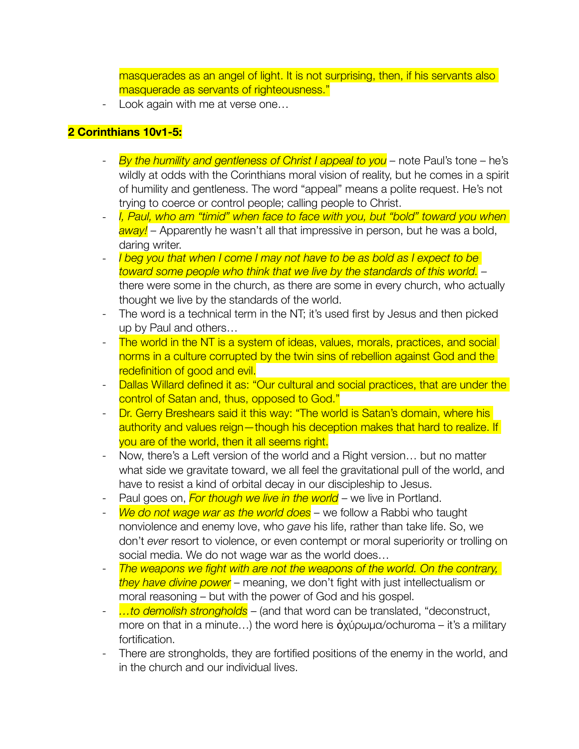masquerades as an angel of light. It is not surprising, then, if his servants also masquerade as servants of righteousness."

- Look again with me at verse one…

**2 Corinthians 10v1-5:**

- *By the humility and gentleness of Christ I appeal to you* – note Paul's tone – he's wildly at odds with the Corinthians moral vision of reality, but he comes in a spirit of humility and gentleness. The word "appeal" means a polite request. He's not trying to coerce or control people; calling people to Christ.
- *I, Paul, who am "timid" when face to face with you, but "bold" toward you when away!* – Apparently he wasn't all that impressive in person, but he was a bold, daring writer.
- *I beg you that when I come I may not have to be as bold as I expect to be toward some people who think that we live by the standards of this world.* – there were some in the church, as there are some in every church, who actually thought we live by the standards of the world.
- The word is a technical term in the NT; it's used first by Jesus and then picked up by Paul and others…
- The world in the NT is a system of ideas, values, morals, practices, and social norms in a culture corrupted by the twin sins of rebellion against God and the redefinition of good and evil.
- Dallas Willard defined it as: "Our cultural and social practices, that are under the control of Satan and, thus, opposed to God."
- Dr. Gerry Breshears said it this way: "The world is Satan's domain, where his authority and values reign—though his deception makes that hard to realize. If you are of the world, then it all seems right.
- Now, there's a Left version of the world and a Right version… but no matter what side we gravitate toward, we all feel the gravitational pull of the world, and have to resist a kind of orbital decay in our discipleship to Jesus.
- Paul goes on, *For though we live in the world* – we live in Portland.
- *We do not wage war as the world does* – we follow a Rabbi who taught nonviolence and enemy love, who *gave* his life, rather than take life. So, we don't *ever* resort to violence, or even contempt or moral superiority or trolling on social media. We do not wage war as the world does…
- *The weapons we fight with are not the weapons of the world. On the contrary, they have divine power* – meaning, we don't fight with just intellectualism or moral reasoning – but with the power of God and his gospel.
- *…to demolish strongholds* – (and that word can be translated, "deconstruct, more on that in a minute…) the word here is ὀχύρωμα/ochuroma – it's a military fortification.
- There are strongholds, they are fortified positions of the enemy in the world, and in the church and our individual lives.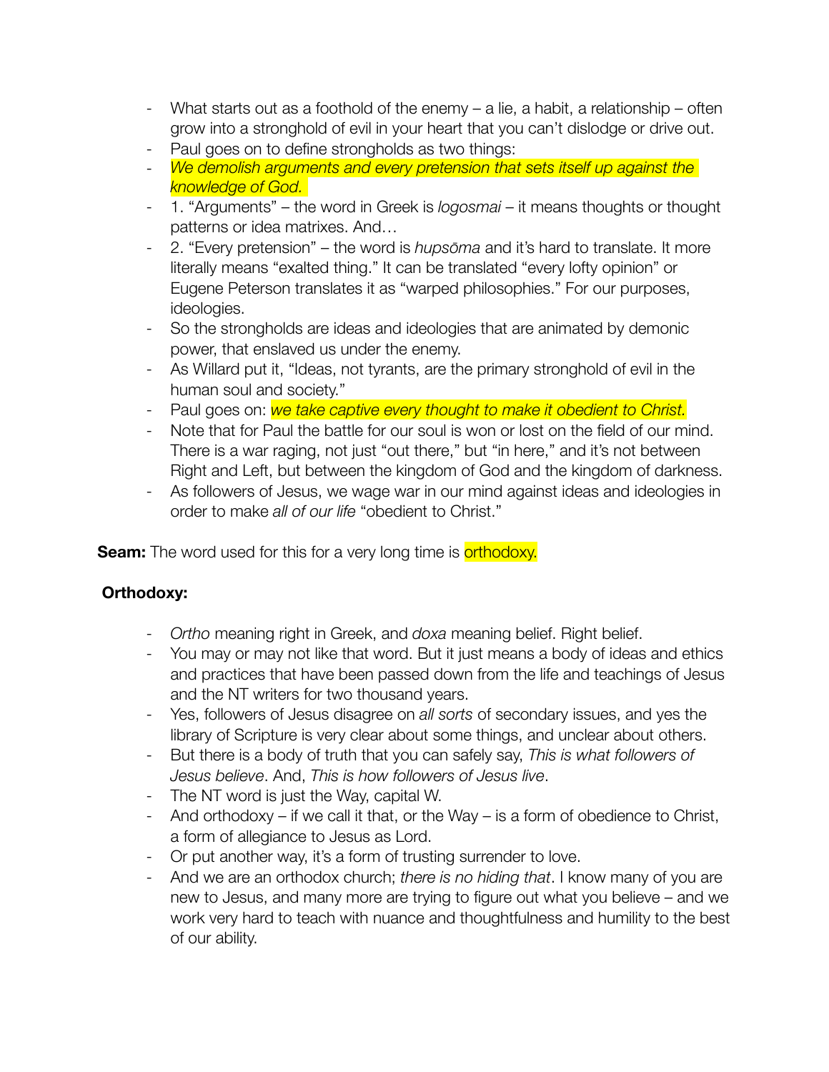- What starts out as a foothold of the enemy – a lie, a habit, a relationship – often grow into a stronghold of evil in your heart that you can't dislodge or drive out.
- Paul goes on to define strongholds as two things:
- *We demolish arguments and every pretension that sets itself up against the knowledge of God.*
- 1. "Arguments" – the word in Greek is *logosmai* – it means thoughts or thought patterns or idea matrixes. And…
- 2. "Every pretension" – the word is *hupsōma* and it's hard to translate. It more literally means "exalted thing." It can be translated "every lofty opinion" or Eugene Peterson translates it as "warped philosophies." For our purposes, ideologies.
- So the strongholds are ideas and ideologies that are animated by demonic power, that enslaved us under the enemy.
- As Willard put it, "Ideas, not tyrants, are the primary stronghold of evil in the human soul and society."
- Paul goes on: *we take captive every thought to make it obedient to Christ.*
- Note that for Paul the battle for our soul is won or lost on the field of our mind. There is a war raging, not just "out there," but "in here," and it's not between Right and Left, but between the kingdom of God and the kingdom of darkness.
- As followers of Jesus, we wage war in our mind against ideas and ideologies in order to make *all of our life* "obedient to Christ."

**Seam:** The word used for this for a very long time is orthodoxy.

**Orthodoxy:**

- *Ortho* meaning right in Greek, and *doxa* meaning belief. Right belief.
- You may or may not like that word. But it just means a body of ideas and ethics and practices that have been passed down from the life and teachings of Jesus and the NT writers for two thousand years.
- Yes, followers of Jesus disagree on *all sorts* of secondary issues, and yes the library of Scripture is very clear about some things, and unclear about others.
- But there is a body of truth that you can safely say, *This is what followers of Jesus believe*. And, *This is how followers of Jesus live*.
- The NT word is just the Way, capital W.
- And orthodoxy – if we call it that, or the Way – is a form of obedience to Christ, a form of allegiance to Jesus as Lord.
- Or put another way, it's a form of trusting surrender to love.
- And we are an orthodox church; *there is no hiding that*. I know many of you are new to Jesus, and many more are trying to figure out what you believe – and we work very hard to teach with nuance and thoughtfulness and humility to the best of our ability.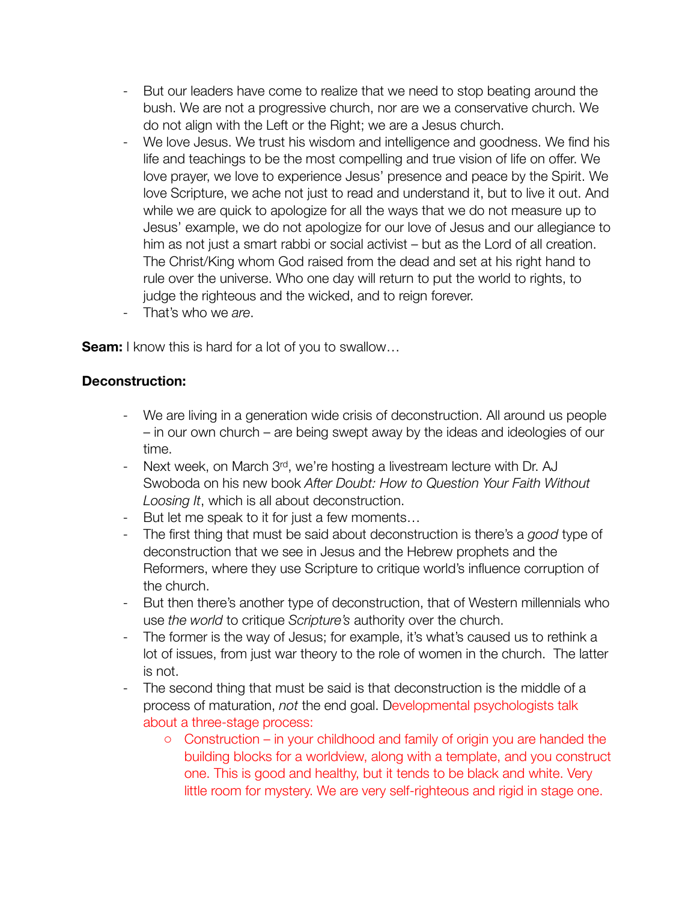- But our leaders have come to realize that we need to stop beating around the bush. We are not a progressive church, nor are we a conservative church. We do not align with the Left or the Right; we are a Jesus church.
- We love Jesus. We trust his wisdom and intelligence and goodness. We find his life and teachings to be the most compelling and true vision of life on offer. We love prayer, we love to experience Jesus' presence and peace by the Spirit. We love Scripture, we ache not just to read and understand it, but to live it out. And while we are quick to apologize for all the ways that we do not measure up to Jesus' example, we do not apologize for our love of Jesus and our allegiance to him as not just a smart rabbi or social activist – but as the Lord of all creation. The Christ/King whom God raised from the dead and set at his right hand to rule over the universe. Who one day will return to put the world to rights, to judge the righteous and the wicked, and to reign forever.
- That's who we *are*.

**Seam:** I know this is hard for a lot of you to swallow…

**Deconstruction:**

- We are living in a generation wide crisis of deconstruction. All around us people – in our own church – are being swept away by the ideas and ideologies of our time.
- Next week, on March 3rd, we're hosting a livestream lecture with Dr. AJ Swoboda on his new book *After Doubt: How to Question Your Faith Without Loosing It*, which is all about deconstruction.
- But let me speak to it for just a few moments…
- The first thing that must be said about deconstruction is there's a *good* type of deconstruction that we see in Jesus and the Hebrew prophets and the Reformers, where they use Scripture to critique world's influence corruption of the church.
- But then there's another type of deconstruction, that of Western millennials who use *the world* to critique *Scripture's* authority over the church.
- The former is the way of Jesus; for example, it's what's caused us to rethink a lot of issues, from just war theory to the role of women in the church. The latter is not.
- The second thing that must be said is that deconstruction is the middle of a process of maturation, *not* the end goal. Developmental psychologists talk about a three-stage process:
  - Construction – in your childhood and family of origin you are handed the building blocks for a worldview, along with a template, and you construct one. This is good and healthy, but it tends to be black and white. Very little room for mystery. We are very self-righteous and rigid in stage one.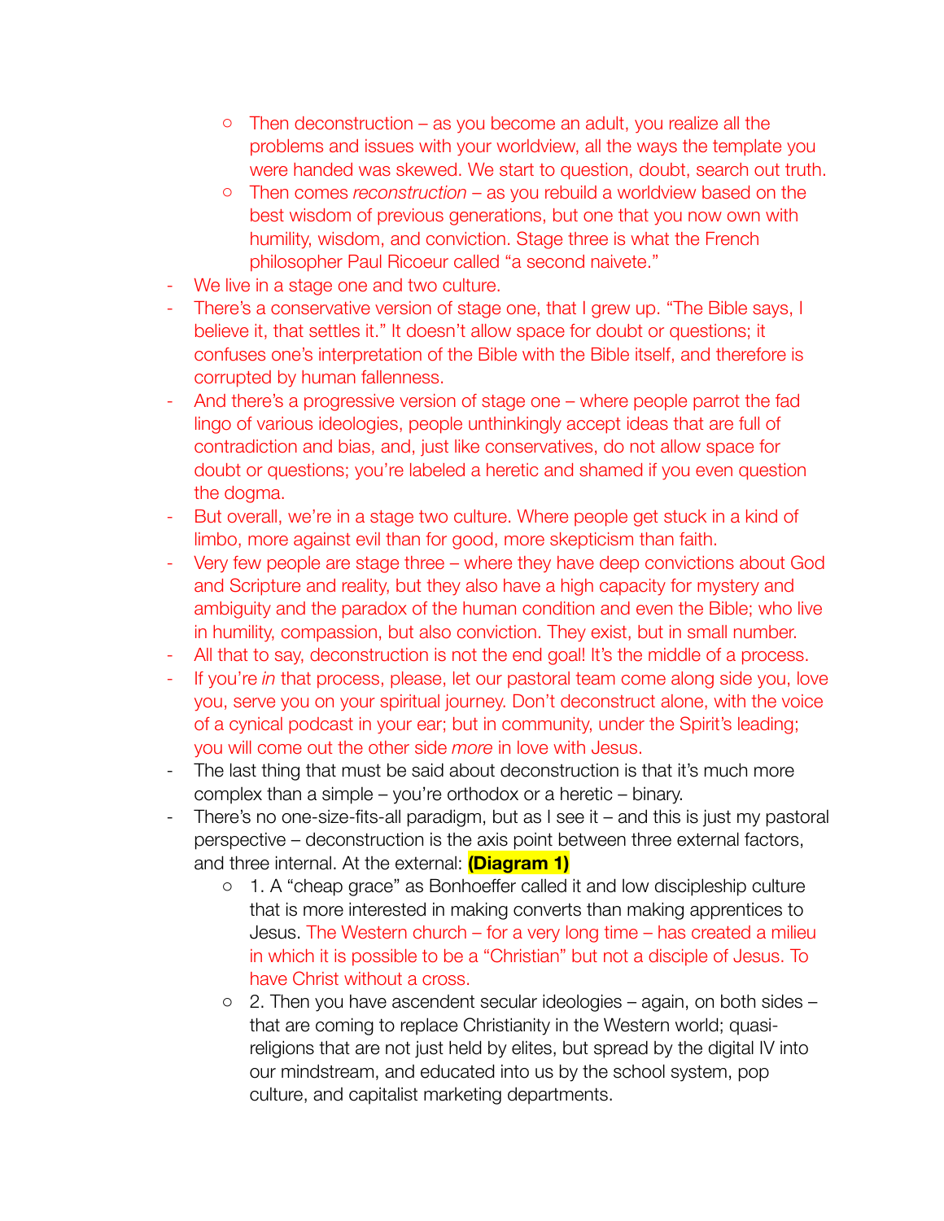- Then deconstruction – as you become an adult, you realize all the problems and issues with your worldview, all the ways the template you were handed was skewed. We start to question, doubt, search out truth.
    - Then comes *reconstruction* – as you rebuild a worldview based on the best wisdom of previous generations, but one that you now own with humility, wisdom, and conviction. Stage three is what the French philosopher Paul Ricoeur called "a second naivete."
- We live in a stage one and two culture.
- There's a conservative version of stage one, that I grew up. "The Bible says, I believe it, that settles it." It doesn't allow space for doubt or questions; it confuses one's interpretation of the Bible with the Bible itself, and therefore is corrupted by human fallenness.
- And there's a progressive version of stage one – where people parrot the fad lingo of various ideologies, people unthinkingly accept ideas that are full of contradiction and bias, and, just like conservatives, do not allow space for doubt or questions; you're labeled a heretic and shamed if you even question the dogma.
- But overall, we're in a stage two culture. Where people get stuck in a kind of limbo, more against evil than for good, more skepticism than faith.
- Very few people are stage three – where they have deep convictions about God and Scripture and reality, but they also have a high capacity for mystery and ambiguity and the paradox of the human condition and even the Bible; who live in humility, compassion, but also conviction. They exist, but in small number.
- All that to say, deconstruction is not the end goal! It's the middle of a process.
- If you're *in* that process, please, let our pastoral team come along side you, love you, serve you on your spiritual journey. Don't deconstruct alone, with the voice of a cynical podcast in your ear; but in community, under the Spirit's leading; you will come out the other side *more* in love with Jesus.
- The last thing that must be said about deconstruction is that it's much more complex than a simple – you're orthodox or a heretic – binary.
- There's no one-size-fits-all paradigm, but as I see it – and this is just my pastoral perspective – deconstruction is the axis point between three external factors, and three internal. At the external: **(Diagram 1)**
    - 1. A "cheap grace" as Bonhoeffer called it and low discipleship culture that is more interested in making converts than making apprentices to Jesus. The Western church – for a very long time – has created a milieu in which it is possible to be a "Christian" but not a disciple of Jesus. To have Christ without a cross.
    - 2. Then you have ascendent secular ideologies – again, on both sides – that are coming to replace Christianity in the Western world; quasi-religions that are not just held by elites, but spread by the digital IV into our mindstream, and educated into us by the school system, pop culture, and capitalist marketing departments.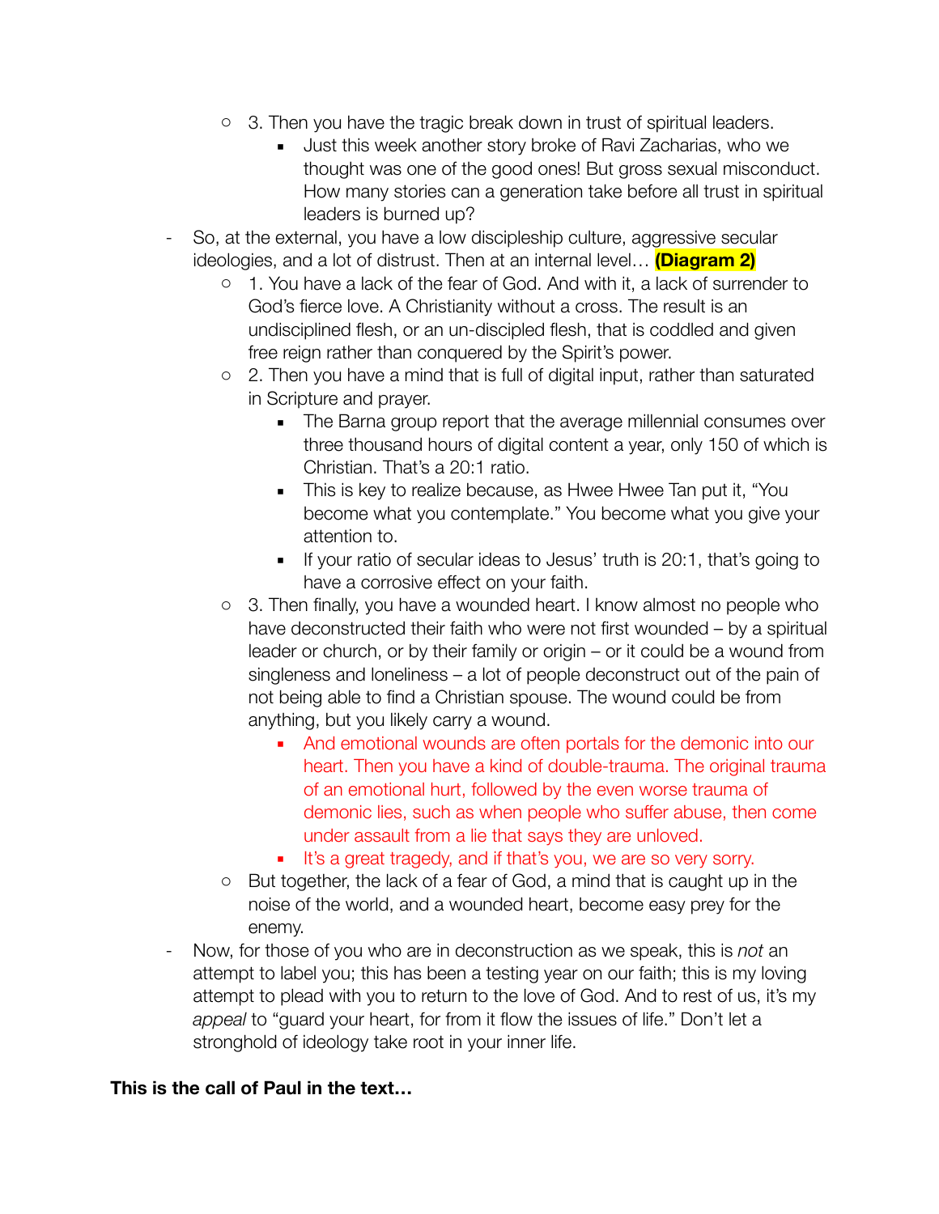- 3. Then you have the tragic break down in trust of spiritual leaders.
    - Just this week another story broke of Ravi Zacharias, who we thought was one of the good ones! But gross sexual misconduct. How many stories can a generation take before all trust in spiritual leaders is burned up?
- So, at the external, you have a low discipleship culture, aggressive secular ideologies, and a lot of distrust. Then at an internal level… **(Diagram 2)**
  - 1. You have a lack of the fear of God. And with it, a lack of surrender to God's fierce love. A Christianity without a cross. The result is an undisciplined flesh, or an un-discipled flesh, that is coddled and given free reign rather than conquered by the Spirit's power.
  - 2. Then you have a mind that is full of digital input, rather than saturated in Scripture and prayer.
    - The Barna group report that the average millennial consumes over three thousand hours of digital content a year, only 150 of which is Christian. That's a 20:1 ratio.
    - This is key to realize because, as Hwee Hwee Tan put it, "You become what you contemplate." You become what you give your attention to.
    - If your ratio of secular ideas to Jesus' truth is 20:1, that's going to have a corrosive effect on your faith.
  - 3. Then finally, you have a wounded heart. I know almost no people who have deconstructed their faith who were not first wounded – by a spiritual leader or church, or by their family or origin – or it could be a wound from singleness and loneliness – a lot of people deconstruct out of the pain of not being able to find a Christian spouse. The wound could be from anything, but you likely carry a wound.
    - And emotional wounds are often portals for the demonic into our heart. Then you have a kind of double-trauma. The original trauma of an emotional hurt, followed by the even worse trauma of demonic lies, such as when people who suffer abuse, then come under assault from a lie that says they are unloved.
    - It's a great tragedy, and if that's you, we are so very sorry.
  - But together, the lack of a fear of God, a mind that is caught up in the noise of the world, and a wounded heart, become easy prey for the enemy.
- Now, for those of you who are in deconstruction as we speak, this is *not* an attempt to label you; this has been a testing year on our faith; this is my loving attempt to plead with you to return to the love of God. And to rest of us, it's my *appeal* to "guard your heart, for from it flow the issues of life." Don't let a stronghold of ideology take root in your inner life.

**This is the call of Paul in the text…**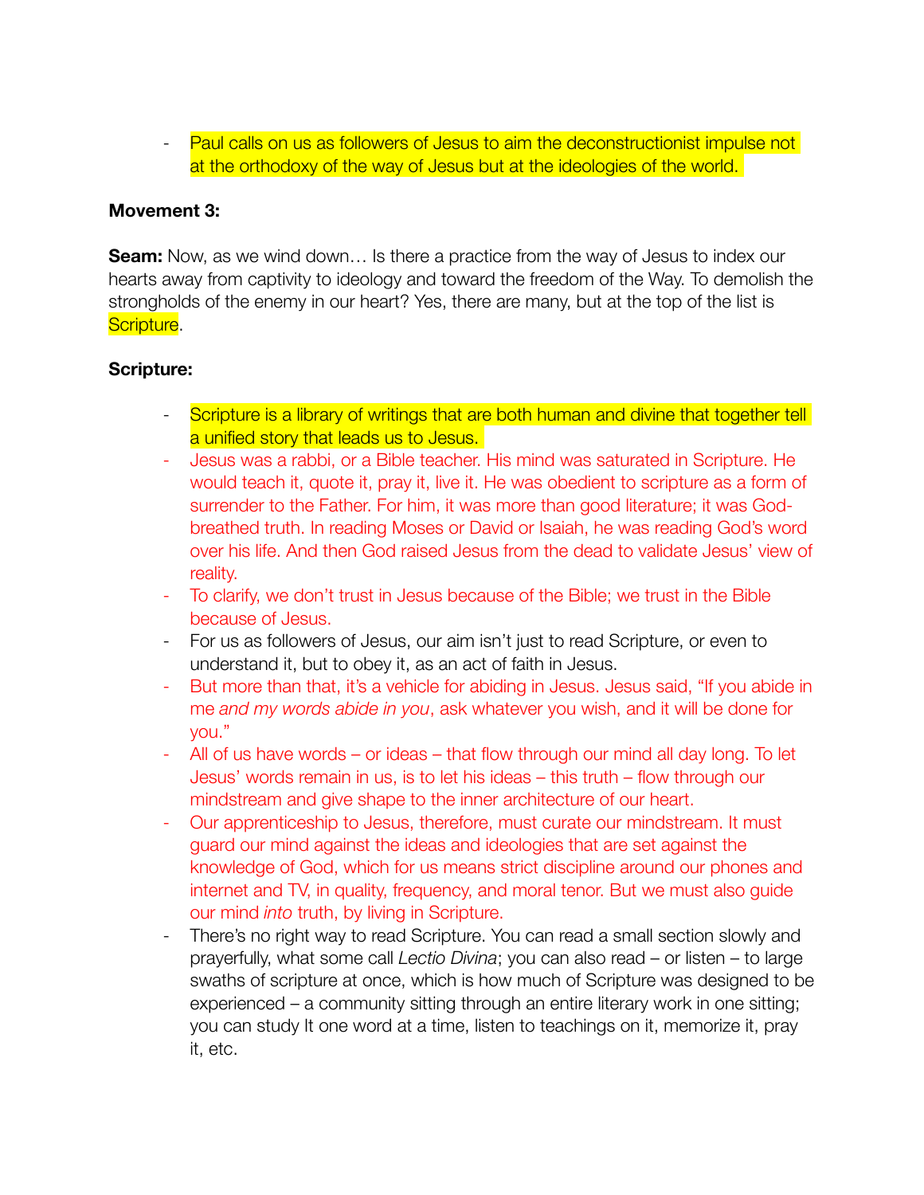- Paul calls on us as followers of Jesus to aim the deconstructionist impulse not at the orthodoxy of the way of Jesus but at the ideologies of the world.

**Movement 3:**

**Seam:** Now, as we wind down… Is there a practice from the way of Jesus to index our hearts away from captivity to ideology and toward the freedom of the Way. To demolish the strongholds of the enemy in our heart? Yes, there are many, but at the top of the list is Scripture.

**Scripture:**

- Scripture is a library of writings that are both human and divine that together tell a unified story that leads us to Jesus.
- Jesus was a rabbi, or a Bible teacher. His mind was saturated in Scripture. He would teach it, quote it, pray it, live it. He was obedient to scripture as a form of surrender to the Father. For him, it was more than good literature; it was God-breathed truth. In reading Moses or David or Isaiah, he was reading God's word over his life. And then God raised Jesus from the dead to validate Jesus' view of reality.
- To clarify, we don't trust in Jesus because of the Bible; we trust in the Bible because of Jesus.
- For us as followers of Jesus, our aim isn't just to read Scripture, or even to understand it, but to obey it, as an act of faith in Jesus.
- But more than that, it's a vehicle for abiding in Jesus. Jesus said, "If you abide in me *and my words abide in you*, ask whatever you wish, and it will be done for you."
- All of us have words – or ideas – that flow through our mind all day long. To let Jesus' words remain in us, is to let his ideas – this truth – flow through our mindstream and give shape to the inner architecture of our heart.
- Our apprenticeship to Jesus, therefore, must curate our mindstream. It must guard our mind against the ideas and ideologies that are set against the knowledge of God, which for us means strict discipline around our phones and internet and TV, in quality, frequency, and moral tenor. But we must also guide our mind *into* truth, by living in Scripture.
- There's no right way to read Scripture. You can read a small section slowly and prayerfully, what some call *Lectio Divina*; you can also read – or listen – to large swaths of scripture at once, which is how much of Scripture was designed to be experienced – a community sitting through an entire literary work in one sitting; you can study It one word at a time, listen to teachings on it, memorize it, pray it, etc.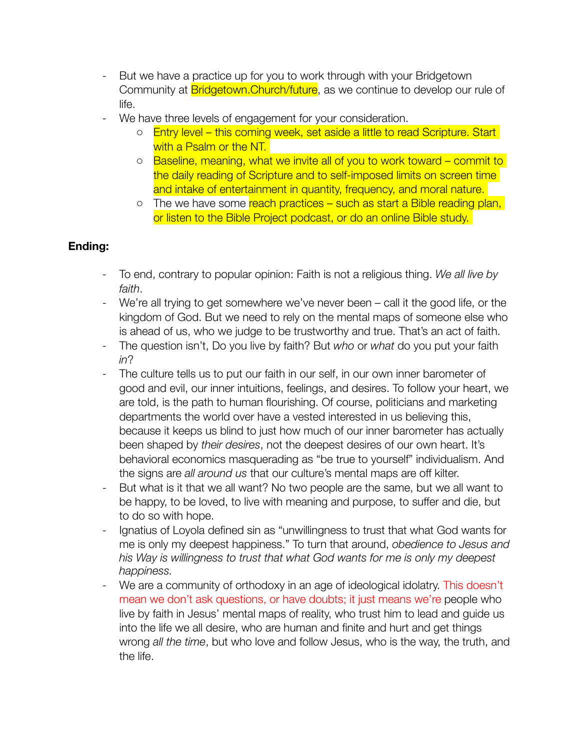- But we have a practice up for you to work through with your Bridgetown Community at Bridgetown.Church/future, as we continue to develop our rule of life.
- We have three levels of engagement for your consideration.
    - Entry level – this coming week, set aside a little to read Scripture. Start with a Psalm or the NT.
    - Baseline, meaning, what we invite all of you to work toward – commit to the daily reading of Scripture and to self-imposed limits on screen time and intake of entertainment in quantity, frequency, and moral nature.
    - The we have some reach practices – such as start a Bible reading plan, or listen to the Bible Project podcast, or do an online Bible study.

**Ending:**

- To end, contrary to popular opinion: Faith is not a religious thing. *We all live by faith*.
- We're all trying to get somewhere we've never been – call it the good life, or the kingdom of God. But we need to rely on the mental maps of someone else who is ahead of us, who we judge to be trustworthy and true. That's an act of faith.
- The question isn't, Do you live by faith? But *who* or *what* do you put your faith *in*?
- The culture tells us to put our faith in our self, in our own inner barometer of good and evil, our inner intuitions, feelings, and desires. To follow your heart, we are told, is the path to human flourishing. Of course, politicians and marketing departments the world over have a vested interested in us believing this, because it keeps us blind to just how much of our inner barometer has actually been shaped by *their desires*, not the deepest desires of our own heart. It's behavioral economics masquerading as "be true to yourself" individualism. And the signs are *all around us* that our culture's mental maps are off kilter.
- But what is it that we all want? No two people are the same, but we all want to be happy, to be loved, to live with meaning and purpose, to suffer and die, but to do so with hope.
- Ignatius of Loyola defined sin as "unwillingness to trust that what God wants for me is only my deepest happiness." To turn that around, *obedience to Jesus and his Way is willingness to trust that what God wants for me is only my deepest happiness.*
- We are a community of orthodoxy in an age of ideological idolatry. This doesn't mean we don't ask questions, or have doubts; it just means we're people who live by faith in Jesus' mental maps of reality, who trust him to lead and guide us into the life we all desire, who are human and finite and hurt and get things wrong *all the time*, but who love and follow Jesus, who is the way, the truth, and the life.